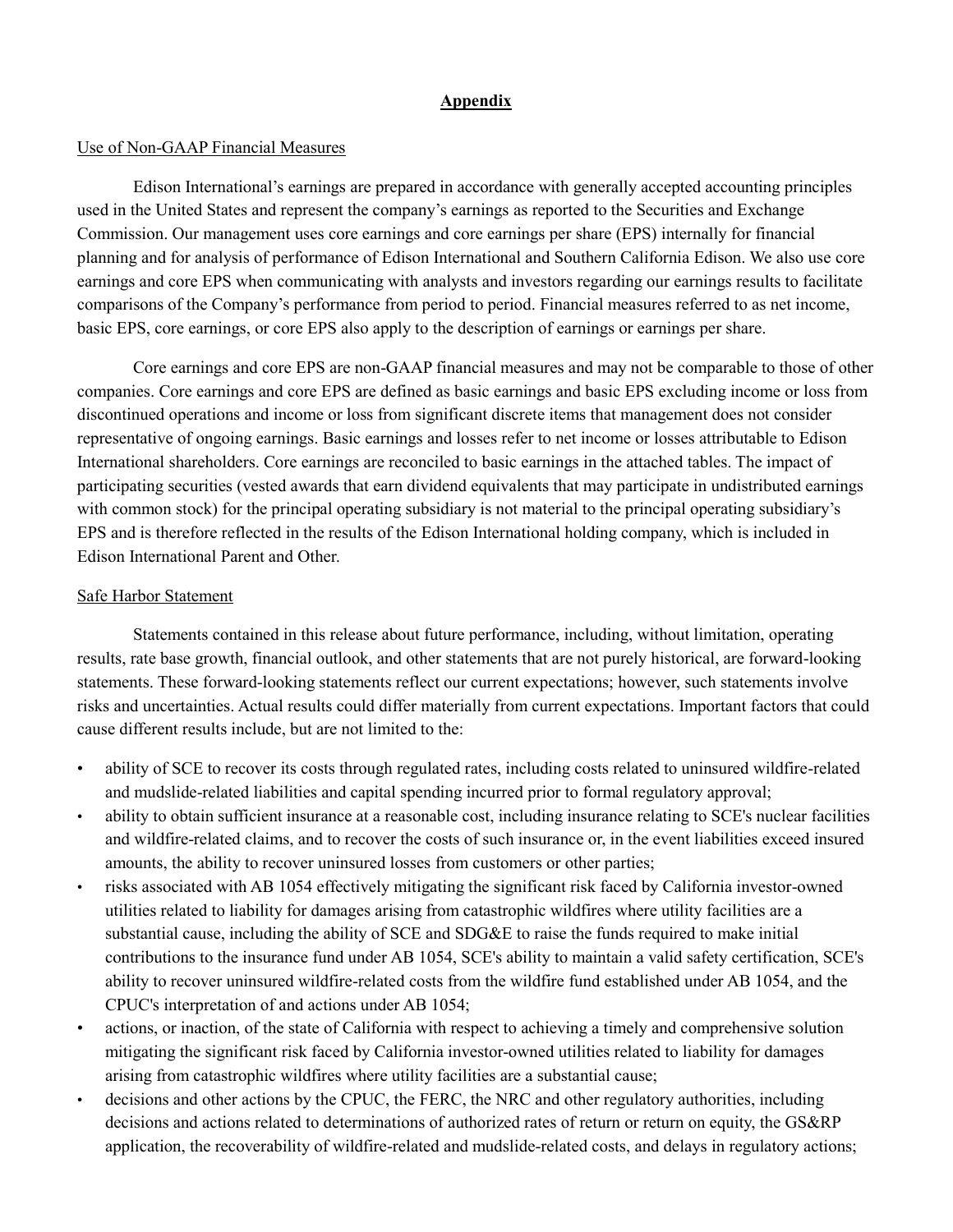# Appendix

## Use of Non-GAAP Financial Measures

Edison International's earnings are prepared in accordance with generally accepted accounting principles used in the United States and represent the company's earnings as reported to the Securities and Exchange Commission. Our management uses core earnings and core earnings per share (EPS) internally for financial planning and for analysis of performance of Edison International and Southern California Edison. We also use core earnings and core EPS when communicating with analysts and investors regarding our earnings results to facilitate comparisons of the Company's performance from period to period. Financial measures referred to as net income, basic EPS, core earnings, or core EPS also apply to the description of earnings or earnings per share.

Core earnings and core EPS are non-GAAP financial measures and may not be comparable to those of other companies. Core earnings and core EPS are defined as basic earnings and basic EPS excluding income or loss from discontinued operations and income or loss from significant discrete items that management does not consider representative of ongoing earnings. Basic earnings and losses refer to net income or losses attributable to Edison International shareholders. Core earnings are reconciled to basic earnings in the attached tables. The impact of participating securities (vested awards that earn dividend equivalents that may participate in undistributed earnings with common stock) for the principal operating subsidiary is not material to the principal operating subsidiary's EPS and is therefore reflected in the results of the Edison International holding company, which is included in Edison International Parent and Other.

## Safe Harbor Statement

Statements contained in this release about future performance, including, without limitation, operating results, rate base growth, financial outlook, and other statements that are not purely historical, are forward-looking statements. These forward-looking statements reflect our current expectations; however, such statements involve risks and uncertainties. Actual results could differ materially from current expectations. Important factors that could cause different results include, but are not limited to the:

- ability of SCE to recover its costs through regulated rates, including costs related to uninsured wildfire-related and mudslide-related liabilities and capital spending incurred prior to formal regulatory approval;
- ability to obtain sufficient insurance at a reasonable cost, including insurance relating to SCE's nuclear facilities and wildfire-related claims, and to recover the costs of such insurance or, in the event liabilities exceed insured amounts, the ability to recover uninsured losses from customers or other parties;
- risks associated with AB 1054 effectively mitigating the significant risk faced by California investor-owned utilities related to liability for damages arising from catastrophic wildfires where utility facilities are a substantial cause, including the ability of SCE and SDG&E to raise the funds required to make initial contributions to the insurance fund under AB 1054, SCE's ability to maintain a valid safety certification, SCE's ability to recover uninsured wildfire-related costs from the wildfire fund established under AB 1054, and the CPUC's interpretation of and actions under AB 1054;
- actions, or inaction, of the state of California with respect to achieving a timely and comprehensive solution mitigating the significant risk faced by California investor-owned utilities related to liability for damages arising from catastrophic wildfires where utility facilities are a substantial cause;
- decisions and other actions by the CPUC, the FERC, the NRC and other regulatory authorities, including decisions and actions related to determinations of authorized rates of return or return on equity, the GS&RP application, the recoverability of wildfire-related and mudslide-related costs, and delays in regulatory actions;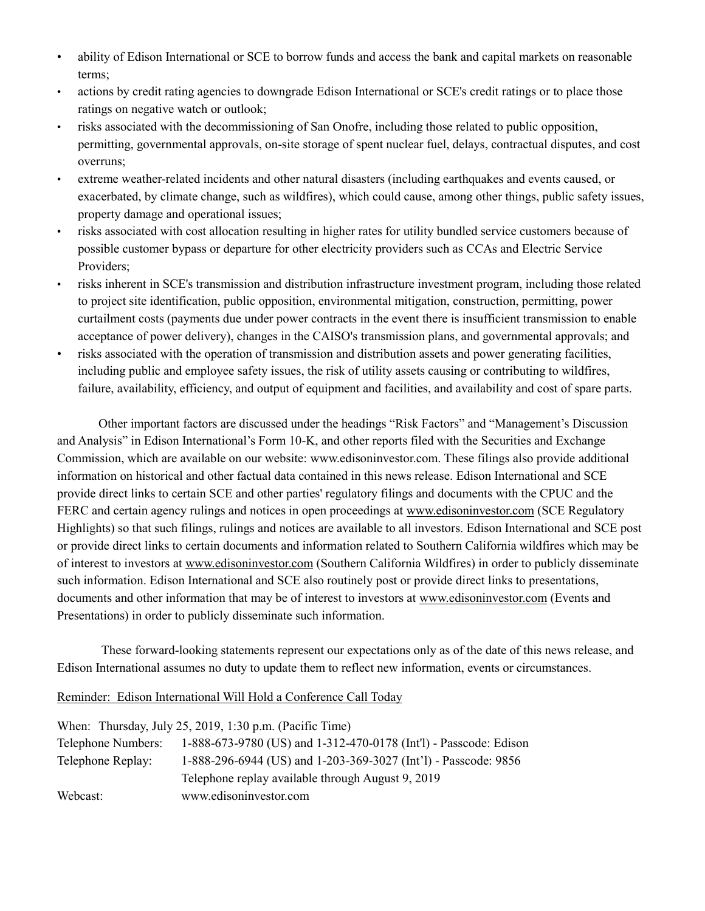- ability of Edison International or SCE to borrow funds and access the bank and capital markets on reasonable terms;
- actions by credit rating agencies to downgrade Edison International or SCE's credit ratings or to place those ratings on negative watch or outlook;
- risks associated with the decommissioning of San Onofre, including those related to public opposition, permitting, governmental approvals, on-site storage of spent nuclear fuel, delays, contractual disputes, and cost overruns;
- extreme weather-related incidents and other natural disasters (including earthquakes and events caused, or exacerbated, by climate change, such as wildfires), which could cause, among other things, public safety issues, property damage and operational issues;
- risks associated with cost allocation resulting in higher rates for utility bundled service customers because of possible customer bypass or departure for other electricity providers such as CCAs and Electric Service Providers;
- risks inherent in SCE's transmission and distribution infrastructure investment program, including those related to project site identification, public opposition, environmental mitigation, construction, permitting, power curtailment costs (payments due under power contracts in the event there is insufficient transmission to enable acceptance of power delivery), changes in the CAISO's transmission plans, and governmental approvals; and
- risks associated with the operation of transmission and distribution assets and power generating facilities, including public and employee safety issues, the risk of utility assets causing or contributing to wildfires, failure, availability, efficiency, and output of equipment and facilities, and availability and cost of spare parts.

Other important factors are discussed under the headings "Risk Factors" and "Management's Discussion and Analysis" in Edison International's Form 10-K, and other reports filed with the Securities and Exchange Commission, which are available on our website: www.edisoninvestor.com. These filings also provide additional information on historical and other factual data contained in this news release. Edison International and SCE provide direct links to certain SCE and other parties' regulatory filings and documents with the CPUC and the FERC and certain agency rulings and notices in open proceedings at www.edisoninvestor.com (SCE Regulatory Highlights) so that such filings, rulings and notices are available to all investors. Edison International and SCE post or provide direct links to certain documents and information related to Southern California wildfires which may be of interest to investors at www.edisoninvestor.com (Southern California Wildfires) in order to publicly disseminate such information. Edison International and SCE also routinely post or provide direct links to presentations, documents and other information that may be of interest to investors at www.edisoninvestor.com (Events and Presentations) in order to publicly disseminate such information.

These forward-looking statements represent our expectations only as of the date of this news release, and Edison International assumes no duty to update them to reflect new information, events or circumstances.

Reminder: Edison International Will Hold a Conference Call Today

When: Thursday, July 25, 2019, 1:30 p.m. (Pacific Time)

Telephone Numbers: 1-888-673-9780 (US) and 1-312-470-0178 (Int'l) - Passcode: Edison

Telephone Replay: 1-888-296-6944 (US) and 1-203-369-3027 (Int'l) - Passcode: 9856
Telephone replay available through August 9, 2019

Webcast: www.edisoninvestor.com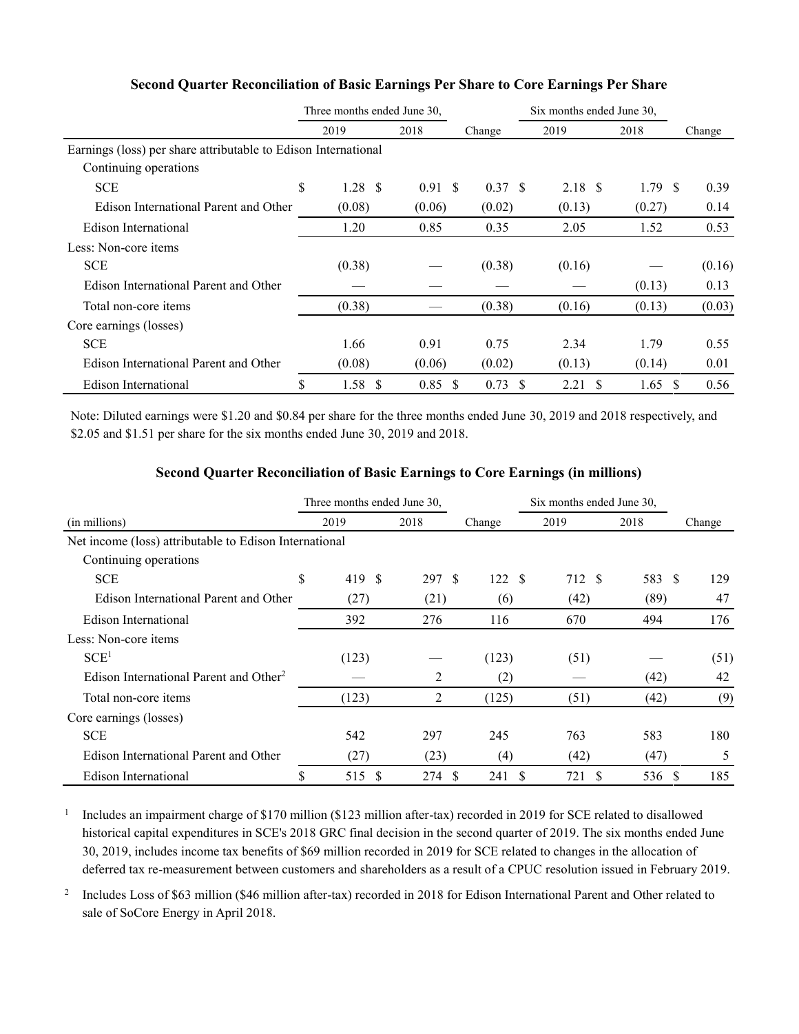### Second Quarter Reconciliation of Basic Earnings Per Share to Core Earnings Per Share

| | Three months ended June 30, | | | Six months ended June 30, | | |
|---|---|---|---|---|---|---|
| | 2019 | 2018 | Change | 2019 | 2018 | Change |
| Earnings (loss) per share attributable to Edison International | | | | | | |
| Continuing operations | | | | | | |
| SCE | $ 1.28 | $ 0.91 | $ 0.37 | $ 2.18 | $ 1.79 | $ 0.39 |
| Edison International Parent and Other | (0.08) | (0.06) | (0.02) | (0.13) | (0.27) | 0.14 |
| Edison International | 1.20 | 0.85 | 0.35 | 2.05 | 1.52 | 0.53 |
| Less: Non-core items | | | | | | |
| SCE | (0.38) | — | (0.38) | (0.16) | — | (0.16) |
| Edison International Parent and Other | — | — | — | — | (0.13) | 0.13 |
| Total non-core items | (0.38) | — | (0.38) | (0.16) | (0.13) | (0.03) |
| Core earnings (losses) | | | | | | |
| SCE | 1.66 | 0.91 | 0.75 | 2.34 | 1.79 | 0.55 |
| Edison International Parent and Other | (0.08) | (0.06) | (0.02) | (0.13) | (0.14) | 0.01 |
| Edison International | $ 1.58 | $ 0.85 | $ 0.73 | $ 2.21 | $ 1.65 | $ 0.56 |

Note: Diluted earnings were $1.20 and $0.84 per share for the three months ended June 30, 2019 and 2018 respectively, and $2.05 and $1.51 per share for the six months ended June 30, 2019 and 2018.

### Second Quarter Reconciliation of Basic Earnings to Core Earnings (in millions)

| | Three months ended June 30, | | | Six months ended June 30, | | |
|---|---|---|---|---|---|---|
| (in millions) | 2019 | 2018 | Change | 2019 | 2018 | Change |
| Net income (loss) attributable to Edison International | | | | | | |
| Continuing operations | | | | | | |
| SCE | $ 419 | $ 297 | $ 122 | $ 712 | $ 583 | $ 129 |
| Edison International Parent and Other | (27) | (21) | (6) | (42) | (89) | 47 |
| Edison International | 392 | 276 | 116 | 670 | 494 | 176 |
| Less: Non-core items | | | | | | |
| SCE[1] | (123) | — | (123) | (51) | — | (51) |
| Edison International Parent and Other[2] | — | 2 | (2) | — | (42) | 42 |
| Total non-core items | (123) | 2 | (125) | (51) | (42) | (9) |
| Core earnings (losses) | | | | | | |
| SCE | 542 | 297 | 245 | 763 | 583 | 180 |
| Edison International Parent and Other | (27) | (23) | (4) | (42) | (47) | 5 |
| Edison International | $ 515 | $ 274 | $ 241 | $ 721 | $ 536 | $ 185 |

[1] Includes an impairment charge of $170 million ($123 million after-tax) recorded in 2019 for SCE related to disallowed historical capital expenditures in SCE's 2018 GRC final decision in the second quarter of 2019. The six months ended June 30, 2019, includes income tax benefits of $69 million recorded in 2019 for SCE related to changes in the allocation of deferred tax re-measurement between customers and shareholders as a result of a CPUC resolution issued in February 2019.

[2] Includes Loss of $63 million ($46 million after-tax) recorded in 2018 for Edison International Parent and Other related to sale of SoCore Energy in April 2018.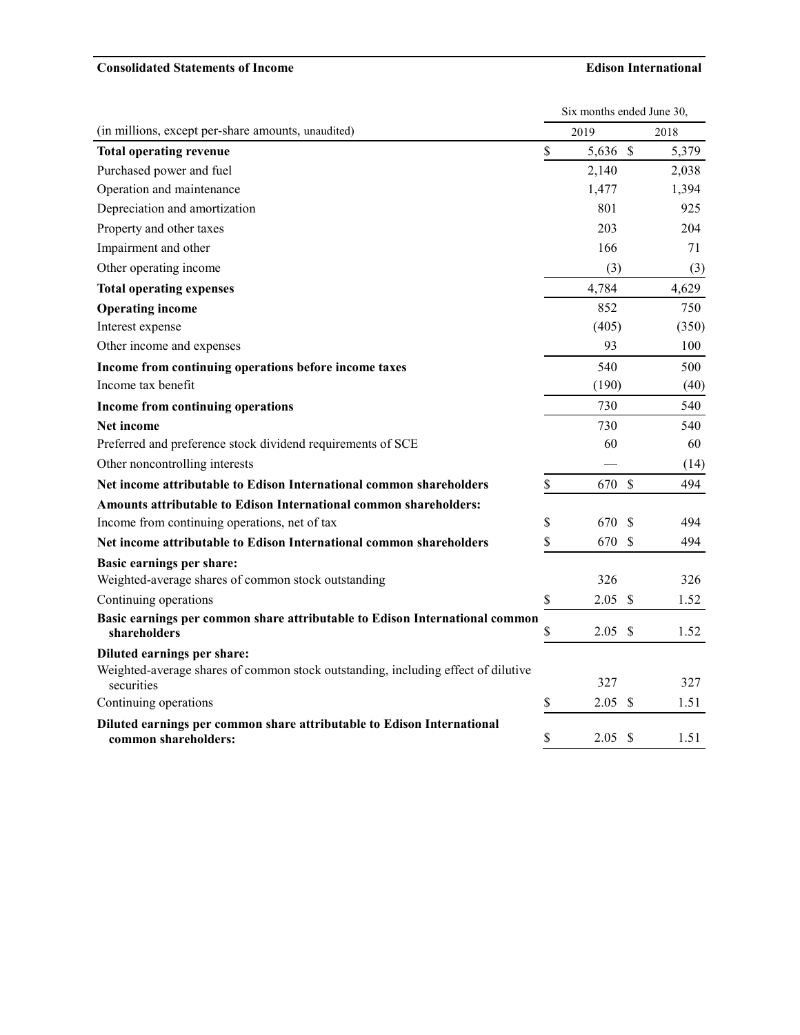**Consolidated Statements of Income** **Edison International**

| (in millions, except per-share amounts, unaudited) | Six months ended June 30, 2019 | Six months ended June 30, 2018 |
|---|---|---|
| **Total operating revenue** | $ 5,636 | $ 5,379 |
| Purchased power and fuel | 2,140 | 2,038 |
| Operation and maintenance | 1,477 | 1,394 |
| Depreciation and amortization | 801 | 925 |
| Property and other taxes | 203 | 204 |
| Impairment and other | 166 | 71 |
| Other operating income | (3) | (3) |
| **Total operating expenses** | 4,784 | 4,629 |
| **Operating income** | 852 | 750 |
| Interest expense | (405) | (350) |
| Other income and expenses | 93 | 100 |
| **Income from continuing operations before income taxes** | 540 | 500 |
| Income tax benefit | (190) | (40) |
| **Income from continuing operations** | 730 | 540 |
| **Net income** | 730 | 540 |
| Preferred and preference stock dividend requirements of SCE | 60 | 60 |
| Other noncontrolling interests | — | (14) |
| **Net income attributable to Edison International common shareholders** | $ 670 | $ 494 |
| **Amounts attributable to Edison International common shareholders:** | | |
| Income from continuing operations, net of tax | $ 670 | $ 494 |
| **Net income attributable to Edison International common shareholders** | $ 670 | $ 494 |
| **Basic earnings per share:** | | |
| Weighted-average shares of common stock outstanding | 326 | 326 |
| Continuing operations | $ 2.05 | $ 1.52 |
| **Basic earnings per common share attributable to Edison International common shareholders** | $ 2.05 | $ 1.52 |
| **Diluted earnings per share:** | | |
| Weighted-average shares of common stock outstanding, including effect of dilutive securities | 327 | 327 |
| Continuing operations | $ 2.05 | $ 1.51 |
| **Diluted earnings per common share attributable to Edison International common shareholders:** | $ 2.05 | $ 1.51 |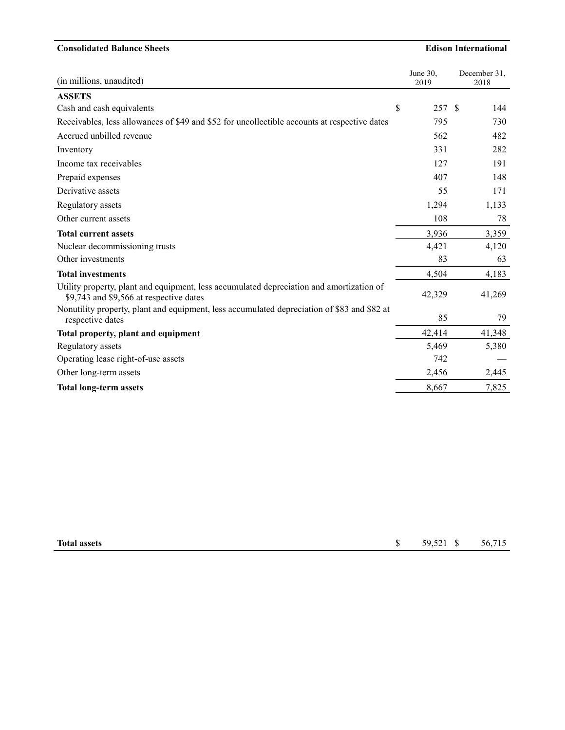**Consolidated Balance Sheets** **Edison International**

| (in millions, unaudited) | June 30, 2019 | December 31, 2018 |
|---|---|---|
| **ASSETS** | | |
| Cash and cash equivalents | $ 257 | $ 144 |
| Receivables, less allowances of $49 and $52 for uncollectible accounts at respective dates | 795 | 730 |
| Accrued unbilled revenue | 562 | 482 |
| Inventory | 331 | 282 |
| Income tax receivables | 127 | 191 |
| Prepaid expenses | 407 | 148 |
| Derivative assets | 55 | 171 |
| Regulatory assets | 1,294 | 1,133 |
| Other current assets | 108 | 78 |
| **Total current assets** | 3,936 | 3,359 |
| Nuclear decommissioning trusts | 4,421 | 4,120 |
| Other investments | 83 | 63 |
| **Total investments** | 4,504 | 4,183 |
| Utility property, plant and equipment, less accumulated depreciation and amortization of $9,743 and $9,566 at respective dates | 42,329 | 41,269 |
| Nonutility property, plant and equipment, less accumulated depreciation of $83 and $82 at respective dates | 85 | 79 |
| **Total property, plant and equipment** | 42,414 | 41,348 |
| Regulatory assets | 5,469 | 5,380 |
| Operating lease right-of-use assets | 742 | — |
| Other long-term assets | 2,456 | 2,445 |
| **Total long-term assets** | 8,667 | 7,825 |
| **Total assets** | $ 59,521 | $ 56,715 |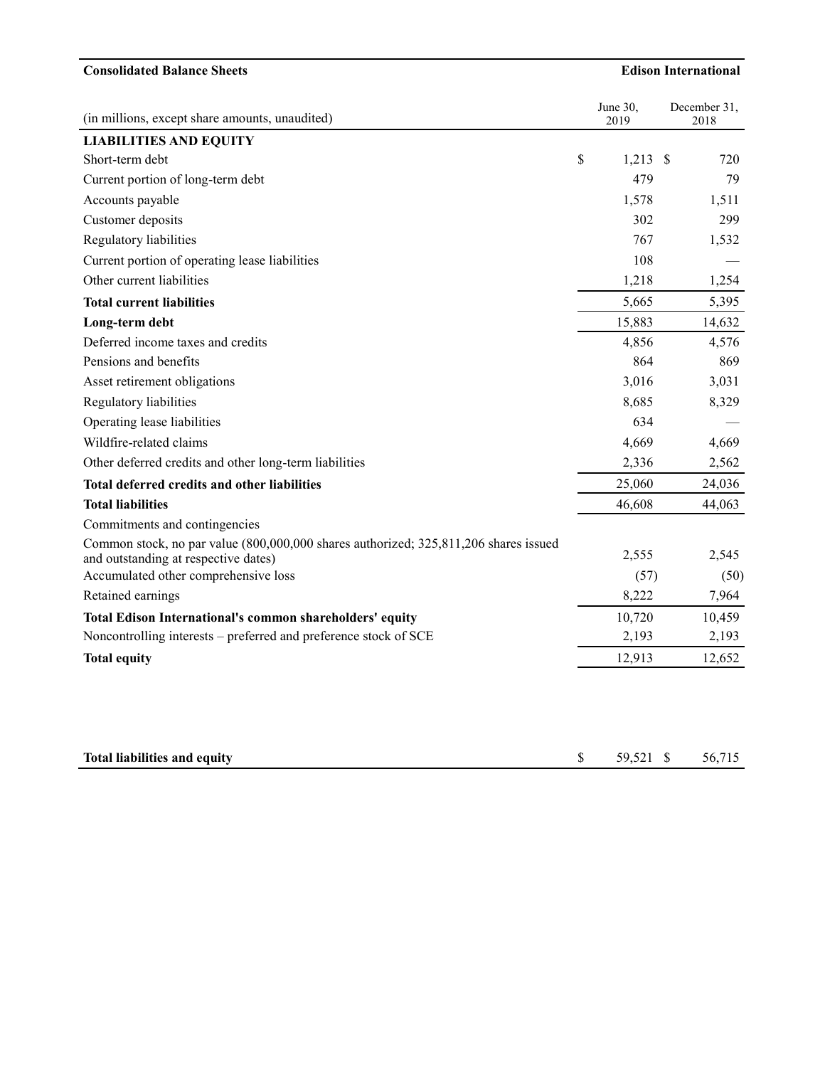**Consolidated Balance Sheets** **Edison International**

| (in millions, except share amounts, unaudited) | June 30, 2019 | December 31, 2018 |
|---|---|---|
| **LIABILITIES AND EQUITY** | | |
| Short-term debt | $ 1,213 | $ 720 |
| Current portion of long-term debt | 479 | 79 |
| Accounts payable | 1,578 | 1,511 |
| Customer deposits | 302 | 299 |
| Regulatory liabilities | 767 | 1,532 |
| Current portion of operating lease liabilities | 108 | — |
| Other current liabilities | 1,218 | 1,254 |
| **Total current liabilities** | 5,665 | 5,395 |
| **Long-term debt** | 15,883 | 14,632 |
| Deferred income taxes and credits | 4,856 | 4,576 |
| Pensions and benefits | 864 | 869 |
| Asset retirement obligations | 3,016 | 3,031 |
| Regulatory liabilities | 8,685 | 8,329 |
| Operating lease liabilities | 634 | — |
| Wildfire-related claims | 4,669 | 4,669 |
| Other deferred credits and other long-term liabilities | 2,336 | 2,562 |
| **Total deferred credits and other liabilities** | 25,060 | 24,036 |
| **Total liabilities** | 46,608 | 44,063 |
| Commitments and contingencies | | |
| Common stock, no par value (800,000,000 shares authorized; 325,811,206 shares issued and outstanding at respective dates) | 2,555 | 2,545 |
| Accumulated other comprehensive loss | (57) | (50) |
| Retained earnings | 8,222 | 7,964 |
| **Total Edison International's common shareholders' equity** | 10,720 | 10,459 |
| Noncontrolling interests – preferred and preference stock of SCE | 2,193 | 2,193 |
| **Total equity** | 12,913 | 12,652 |
| **Total liabilities and equity** | $ 59,521 | $ 56,715 |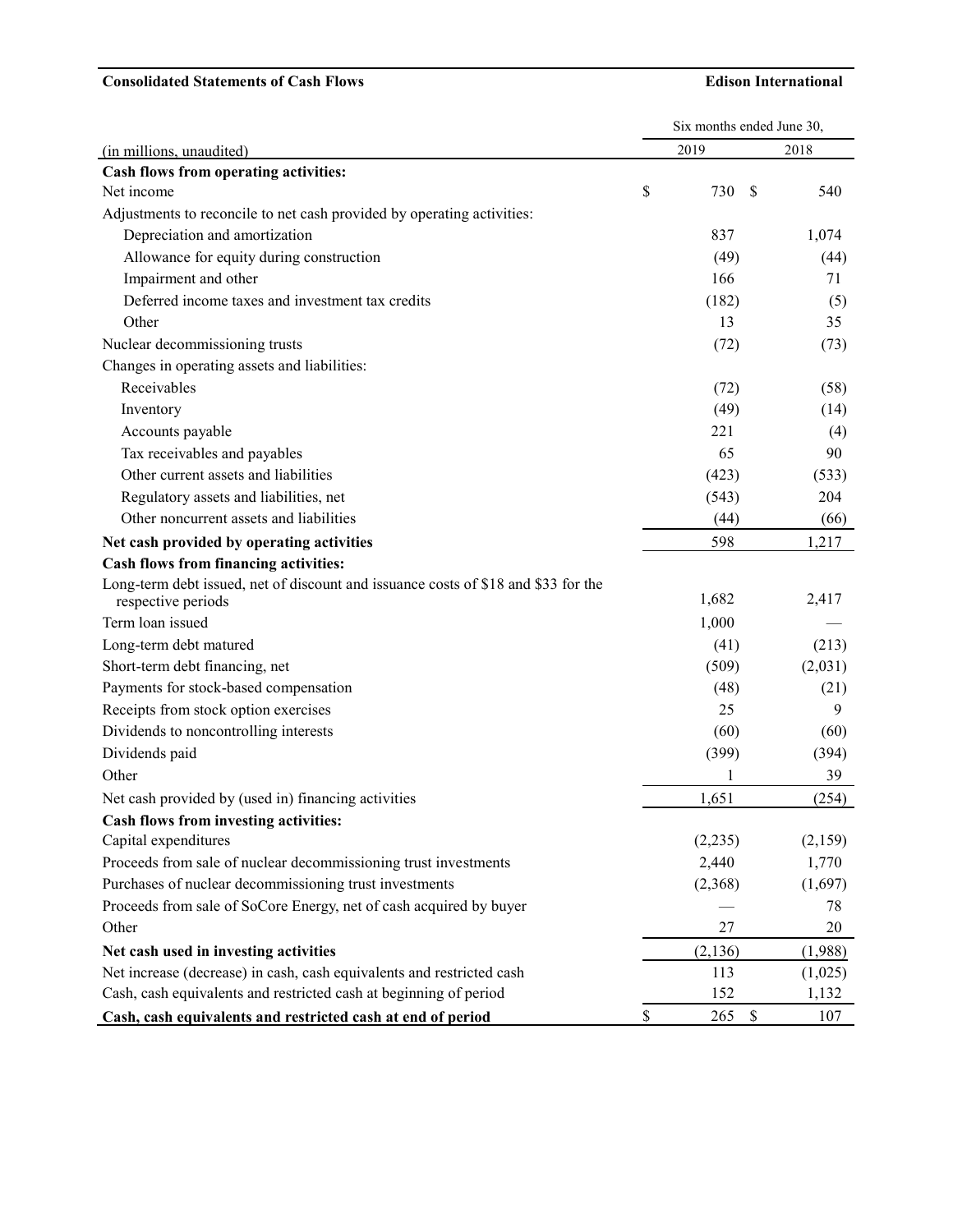**Consolidated Statements of Cash Flows** **Edison International**

| (in millions, unaudited) | Six months ended June 30, 2019 | 2018 |
|---|---|---|
| **Cash flows from operating activities:** | | |
| Net income | $ 730 | $ 540 |
| Adjustments to reconcile to net cash provided by operating activities: | | |
| Depreciation and amortization | 837 | 1,074 |
| Allowance for equity during construction | (49) | (44) |
| Impairment and other | 166 | 71 |
| Deferred income taxes and investment tax credits | (182) | (5) |
| Other | 13 | 35 |
| Nuclear decommissioning trusts | (72) | (73) |
| Changes in operating assets and liabilities: | | |
| Receivables | (72) | (58) |
| Inventory | (49) | (14) |
| Accounts payable | 221 | (4) |
| Tax receivables and payables | 65 | 90 |
| Other current assets and liabilities | (423) | (533) |
| Regulatory assets and liabilities, net | (543) | 204 |
| Other noncurrent assets and liabilities | (44) | (66) |
| **Net cash provided by operating activities** | 598 | 1,217 |
| **Cash flows from financing activities:** | | |
| Long-term debt issued, net of discount and issuance costs of $18 and $33 for the respective periods | 1,682 | 2,417 |
| Term loan issued | 1,000 | — |
| Long-term debt matured | (41) | (213) |
| Short-term debt financing, net | (509) | (2,031) |
| Payments for stock-based compensation | (48) | (21) |
| Receipts from stock option exercises | 25 | 9 |
| Dividends to noncontrolling interests | (60) | (60) |
| Dividends paid | (399) | (394) |
| Other | 1 | 39 |
| Net cash provided by (used in) financing activities | 1,651 | (254) |
| **Cash flows from investing activities:** | | |
| Capital expenditures | (2,235) | (2,159) |
| Proceeds from sale of nuclear decommissioning trust investments | 2,440 | 1,770 |
| Purchases of nuclear decommissioning trust investments | (2,368) | (1,697) |
| Proceeds from sale of SoCore Energy, net of cash acquired by buyer | — | 78 |
| Other | 27 | 20 |
| **Net cash used in investing activities** | (2,136) | (1,988) |
| Net increase (decrease) in cash, cash equivalents and restricted cash | 113 | (1,025) |
| Cash, cash equivalents and restricted cash at beginning of period | 152 | 1,132 |
| **Cash, cash equivalents and restricted cash at end of period** | $ 265 | $ 107 |